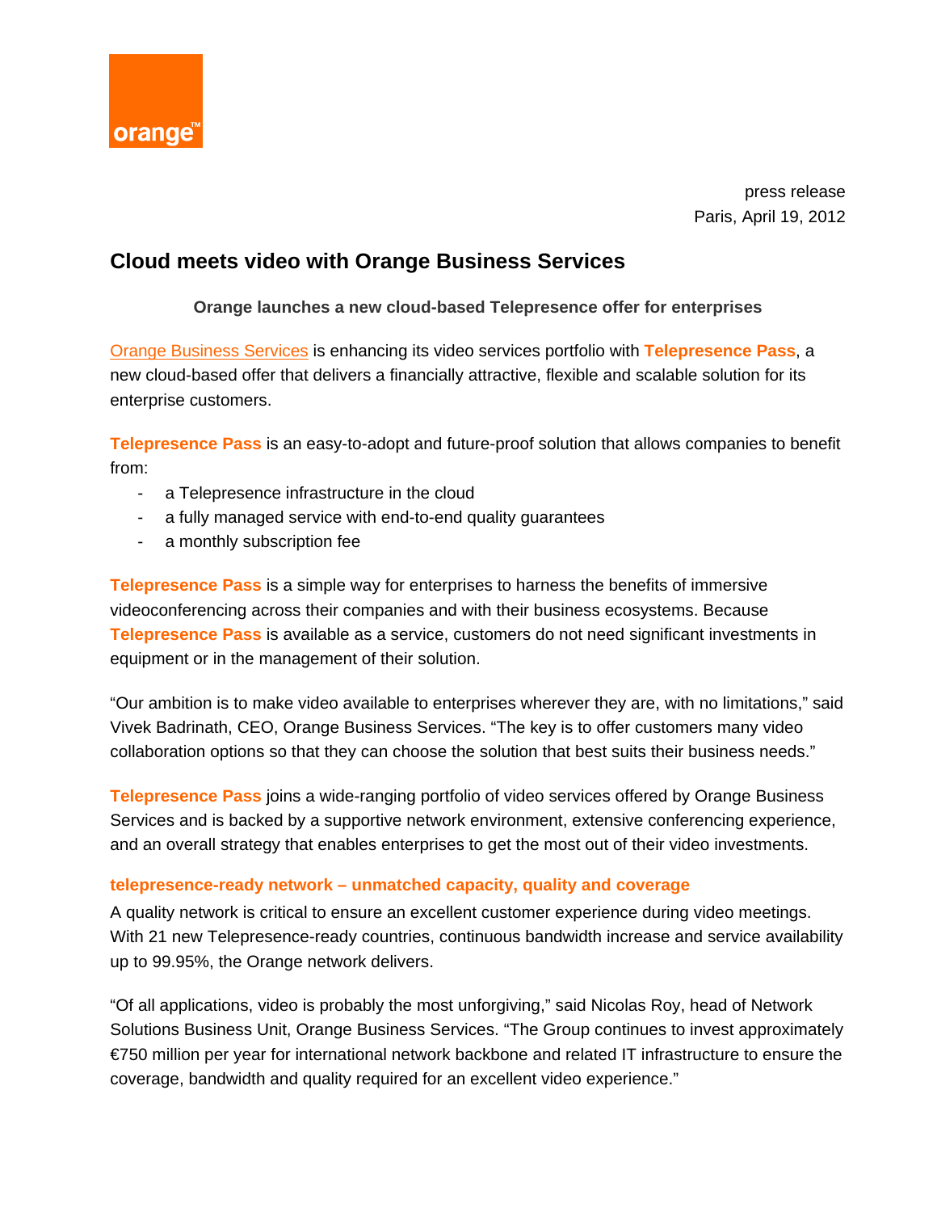press release
Paris, April 19, 2012

# Cloud meets video with Orange Business Services

**Orange launches a new cloud-based Telepresence offer for enterprises**

Orange Business Services is enhancing its video services portfolio with **Telepresence Pass**, a new cloud-based offer that delivers a financially attractive, flexible and scalable solution for its enterprise customers.

**Telepresence Pass** is an easy-to-adopt and future-proof solution that allows companies to benefit from:

- a Telepresence infrastructure in the cloud
- a fully managed service with end-to-end quality guarantees
- a monthly subscription fee

**Telepresence Pass** is a simple way for enterprises to harness the benefits of immersive videoconferencing across their companies and with their business ecosystems. Because **Telepresence Pass** is available as a service, customers do not need significant investments in equipment or in the management of their solution.

"Our ambition is to make video available to enterprises wherever they are, with no limitations," said Vivek Badrinath, CEO, Orange Business Services. "The key is to offer customers many video collaboration options so that they can choose the solution that best suits their business needs."

**Telepresence Pass** joins a wide-ranging portfolio of video services offered by Orange Business Services and is backed by a supportive network environment, extensive conferencing experience, and an overall strategy that enables enterprises to get the most out of their video investments.

### telepresence-ready network – unmatched capacity, quality and coverage

A quality network is critical to ensure an excellent customer experience during video meetings. With 21 new Telepresence-ready countries, continuous bandwidth increase and service availability up to 99.95%, the Orange network delivers.

"Of all applications, video is probably the most unforgiving," said Nicolas Roy, head of Network Solutions Business Unit, Orange Business Services. "The Group continues to invest approximately €750 million per year for international network backbone and related IT infrastructure to ensure the coverage, bandwidth and quality required for an excellent video experience."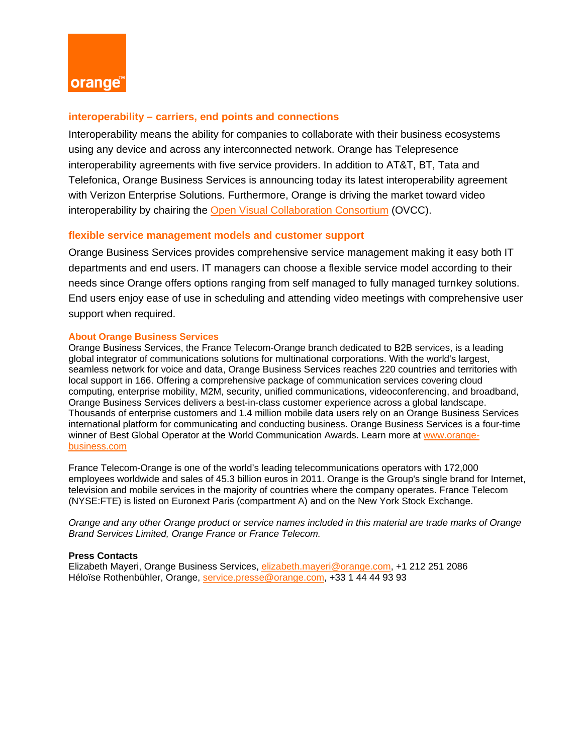## interoperability – carriers, end points and connections

Interoperability means the ability for companies to collaborate with their business ecosystems using any device and across any interconnected network. Orange has Telepresence interoperability agreements with five service providers. In addition to AT&T, BT, Tata and Telefonica, Orange Business Services is announcing today its latest interoperability agreement with Verizon Enterprise Solutions. Furthermore, Orange is driving the market toward video interoperability by chairing the Open Visual Collaboration Consortium (OVCC).

## flexible service management models and customer support

Orange Business Services provides comprehensive service management making it easy both IT departments and end users. IT managers can choose a flexible service model according to their needs since Orange offers options ranging from self managed to fully managed turnkey solutions. End users enjoy ease of use in scheduling and attending video meetings with comprehensive user support when required.

### About Orange Business Services

Orange Business Services, the France Telecom-Orange branch dedicated to B2B services, is a leading global integrator of communications solutions for multinational corporations. With the world's largest, seamless network for voice and data, Orange Business Services reaches 220 countries and territories with local support in 166. Offering a comprehensive package of communication services covering cloud computing, enterprise mobility, M2M, security, unified communications, videoconferencing, and broadband, Orange Business Services delivers a best-in-class customer experience across a global landscape. Thousands of enterprise customers and 1.4 million mobile data users rely on an Orange Business Services international platform for communicating and conducting business. Orange Business Services is a four-time winner of Best Global Operator at the World Communication Awards. Learn more at www.orange-business.com

France Telecom-Orange is one of the world's leading telecommunications operators with 172,000 employees worldwide and sales of 45.3 billion euros in 2011. Orange is the Group's single brand for Internet, television and mobile services in the majority of countries where the company operates. France Telecom (NYSE:FTE) is listed on Euronext Paris (compartment A) and on the New York Stock Exchange.

*Orange and any other Orange product or service names included in this material are trade marks of Orange Brand Services Limited, Orange France or France Telecom.*

**Press Contacts**
Elizabeth Mayeri, Orange Business Services, elizabeth.mayeri@orange.com, +1 212 251 2086
Héloïse Rothenbühler, Orange, service.presse@orange.com, +33 1 44 44 93 93